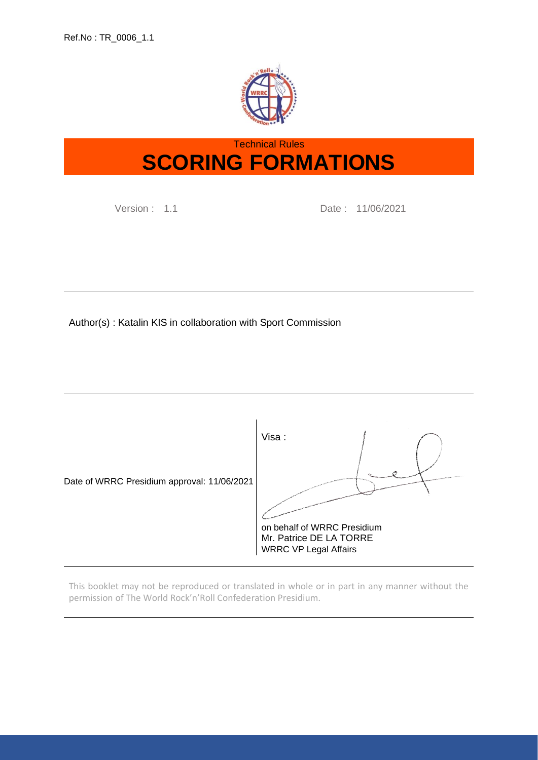Ref.No : TR_0006_1.1

Technical Rules

# SCORING FORMATIONS

Version : 1.1

Date : 11/06/2021

---

Author(s) : Katalin KIS in collaboration with Sport Commission

---

Date of WRRC Presidium approval: 11/06/2021

Visa :

on behalf of WRRC Presidium
Mr. Patrice DE LA TORRE
WRRC VP Legal Affairs

---

This booklet may not be reproduced or translated in whole or in part in any manner without the permission of The World Rock'n'Roll Confederation Presidium.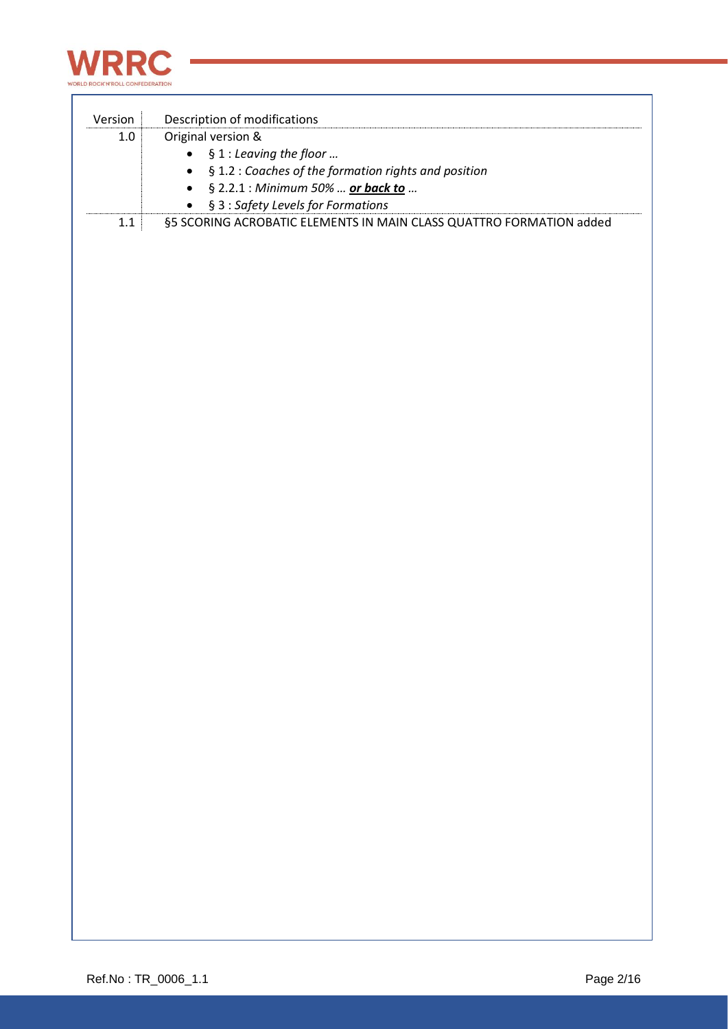| Version | Description of modifications |
|---|---|
| 1.0 | Original version &<br>• § 1 : *Leaving the floor …*<br>• § 1.2 : *Coaches of the formation rights and position*<br>• § 2.2.1 : *Minimum 50% … **<u>or back to</u>** …*<br>• § 3 : *Safety Levels for Formations* |
| 1.1 | §5 SCORING ACROBATIC ELEMENTS IN MAIN CLASS QUATTRO FORMATION added |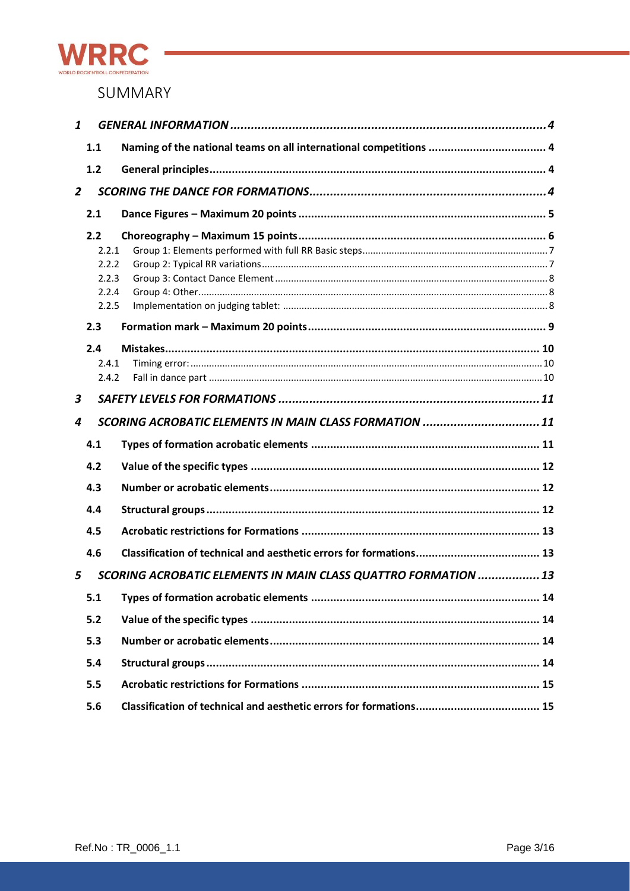# SUMMARY

- **1 GENERAL INFORMATION** ... 4
  - **1.1 Naming of the national teams on all international competitions** ... 4
  - **1.2 General principles** ... 4
- **2 SCORING THE DANCE FOR FORMATIONS** ... 4
  - **2.1 Dance Figures – Maximum 20 points** ... 5
  - **2.2 Choreography – Maximum 15 points** ... 6
    - 2.2.1 Group 1: Elements performed with full RR Basic steps ... 7
    - 2.2.2 Group 2: Typical RR variations ... 7
    - 2.2.3 Group 3: Contact Dance Element ... 8
    - 2.2.4 Group 4: Other ... 8
    - 2.2.5 Implementation on judging tablet: ... 8
  - **2.3 Formation mark – Maximum 20 points** ... 9
  - **2.4 Mistakes** ... 10
    - 2.4.1 Timing error: ... 10
    - 2.4.2 Fall in dance part ... 10
- **3 SAFETY LEVELS FOR FORMATIONS** ... 11
- **4 SCORING ACROBATIC ELEMENTS IN MAIN CLASS FORMATION** ... 11
  - **4.1 Types of formation acrobatic elements** ... 11
  - **4.2 Value of the specific types** ... 12
  - **4.3 Number or acrobatic elements** ... 12
  - **4.4 Structural groups** ... 12
  - **4.5 Acrobatic restrictions for Formations** ... 13
  - **4.6 Classification of technical and aesthetic errors for formations** ... 13
- **5 SCORING ACROBATIC ELEMENTS IN MAIN CLASS QUATTRO FORMATION** ... 13
  - **5.1 Types of formation acrobatic elements** ... 14
  - **5.2 Value of the specific types** ... 14
  - **5.3 Number or acrobatic elements** ... 14
  - **5.4 Structural groups** ... 14
  - **5.5 Acrobatic restrictions for Formations** ... 15
  - **5.6 Classification of technical and aesthetic errors for formations** ... 15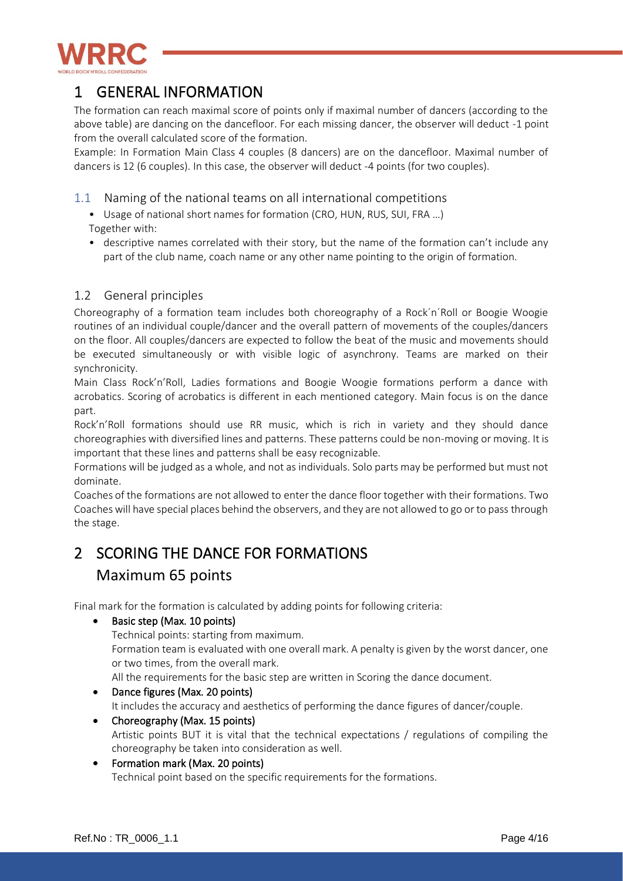# 1 GENERAL INFORMATION

The formation can reach maximal score of points only if maximal number of dancers (according to the above table) are dancing on the dancefloor. For each missing dancer, the observer will deduct -1 point from the overall calculated score of the formation.

Example: In Formation Main Class 4 couples (8 dancers) are on the dancefloor. Maximal number of dancers is 12 (6 couples). In this case, the observer will deduct -4 points (for two couples).

## 1.1 Naming of the national teams on all international competitions

- Usage of national short names for formation (CRO, HUN, RUS, SUI, FRA …)

Together with:

- descriptive names correlated with their story, but the name of the formation can't include any part of the club name, coach name or any other name pointing to the origin of formation.

## 1.2 General principles

Choreography of a formation team includes both choreography of a Rock´n´Roll or Boogie Woogie routines of an individual couple/dancer and the overall pattern of movements of the couples/dancers on the floor. All couples/dancers are expected to follow the beat of the music and movements should be executed simultaneously or with visible logic of asynchrony. Teams are marked on their synchronicity.

Main Class Rock'n'Roll, Ladies formations and Boogie Woogie formations perform a dance with acrobatics. Scoring of acrobatics is different in each mentioned category. Main focus is on the dance part.

Rock'n'Roll formations should use RR music, which is rich in variety and they should dance choreographies with diversified lines and patterns. These patterns could be non-moving or moving. It is important that these lines and patterns shall be easy recognizable.

Formations will be judged as a whole, and not as individuals. Solo parts may be performed but must not dominate.

Coaches of the formations are not allowed to enter the dance floor together with their formations. Two Coaches will have special places behind the observers, and they are not allowed to go or to pass through the stage.

# 2 SCORING THE DANCE FOR FORMATIONS

## Maximum 65 points

Final mark for the formation is calculated by adding points for following criteria:

- **Basic step (Max. 10 points)**
  Technical points: starting from maximum.
  Formation team is evaluated with one overall mark. A penalty is given by the worst dancer, one or two times, from the overall mark.
  All the requirements for the basic step are written in Scoring the dance document.
- **Dance figures (Max. 20 points)**
  It includes the accuracy and aesthetics of performing the dance figures of dancer/couple.
- **Choreography (Max. 15 points)**
  Artistic points BUT it is vital that the technical expectations / regulations of compiling the choreography be taken into consideration as well.
- **Formation mark (Max. 20 points)**
  Technical point based on the specific requirements for the formations.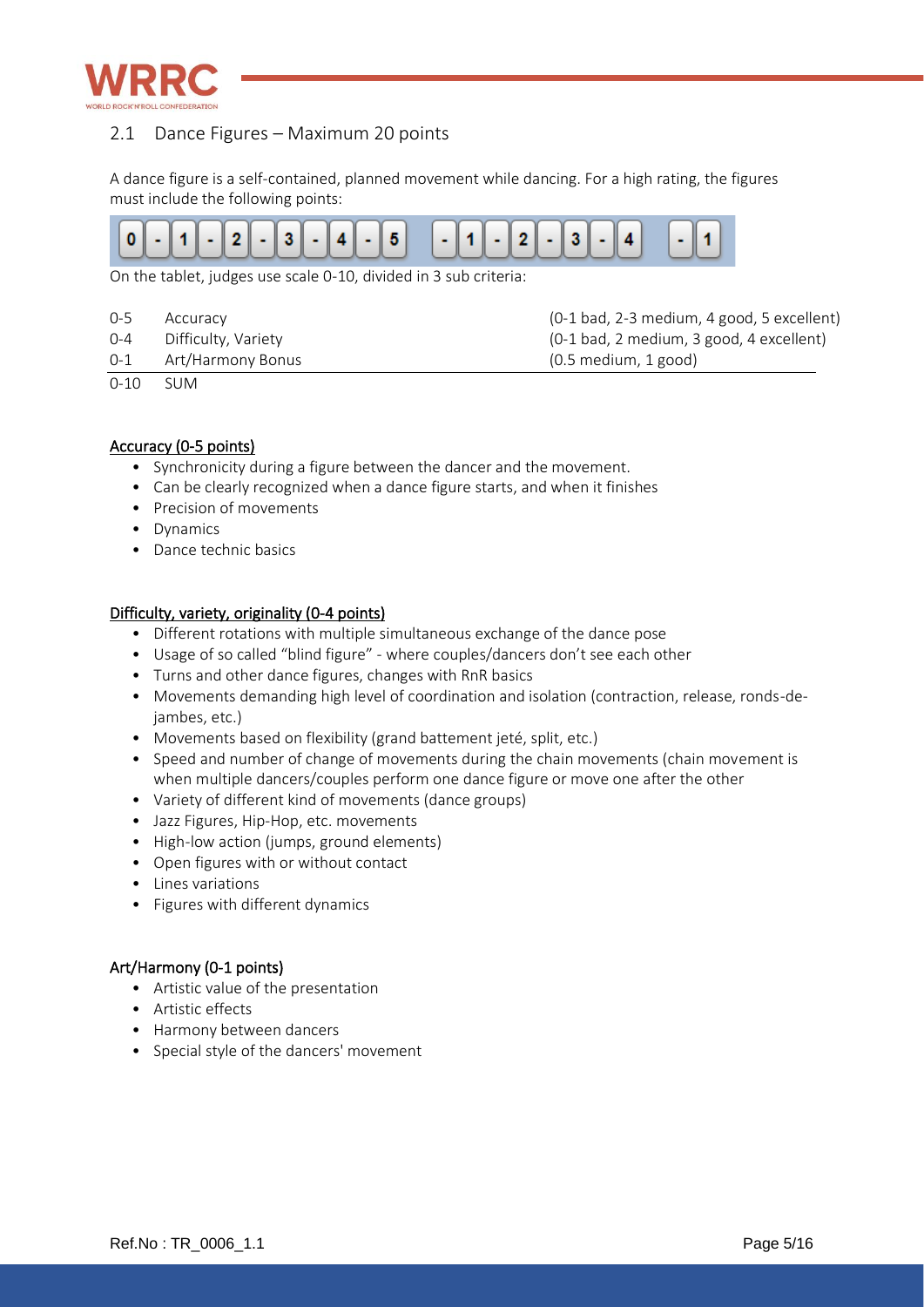## 2.1 Dance Figures – Maximum 20 points

A dance figure is a self-contained, planned movement while dancing. For a high rating, the figures must include the following points:

0 - 1 - 2 - 3 - 4 - 5 &nbsp;&nbsp; - 1 - 2 - 3 - 4 &nbsp;&nbsp; - 1

On the tablet, judges use scale 0-10, divided in 3 sub criteria:

| | | |
|---|---|---|
| 0-5 | Accuracy | (0-1 bad, 2-3 medium, 4 good, 5 excellent) |
| 0-4 | Difficulty, Variety | (0-1 bad, 2 medium, 3 good, 4 excellent) |
| 0-1 | Art/Harmony Bonus | (0.5 medium, 1 good) |
| 0-10 | SUM | |

**Accuracy (0-5 points)**

- Synchronicity during a figure between the dancer and the movement.
- Can be clearly recognized when a dance figure starts, and when it finishes
- Precision of movements
- Dynamics
- Dance technic basics

**Difficulty, variety, originality (0-4 points)**

- Different rotations with multiple simultaneous exchange of the dance pose
- Usage of so called "blind figure" - where couples/dancers don't see each other
- Turns and other dance figures, changes with RnR basics
- Movements demanding high level of coordination and isolation (contraction, release, ronds-de-jambes, etc.)
- Movements based on flexibility (grand battement jeté, split, etc.)
- Speed and number of change of movements during the chain movements (chain movement is when multiple dancers/couples perform one dance figure or move one after the other
- Variety of different kind of movements (dance groups)
- Jazz Figures, Hip-Hop, etc. movements
- High-low action (jumps, ground elements)
- Open figures with or without contact
- Lines variations
- Figures with different dynamics

**Art/Harmony (0-1 points)**

- Artistic value of the presentation
- Artistic effects
- Harmony between dancers
- Special style of the dancers' movement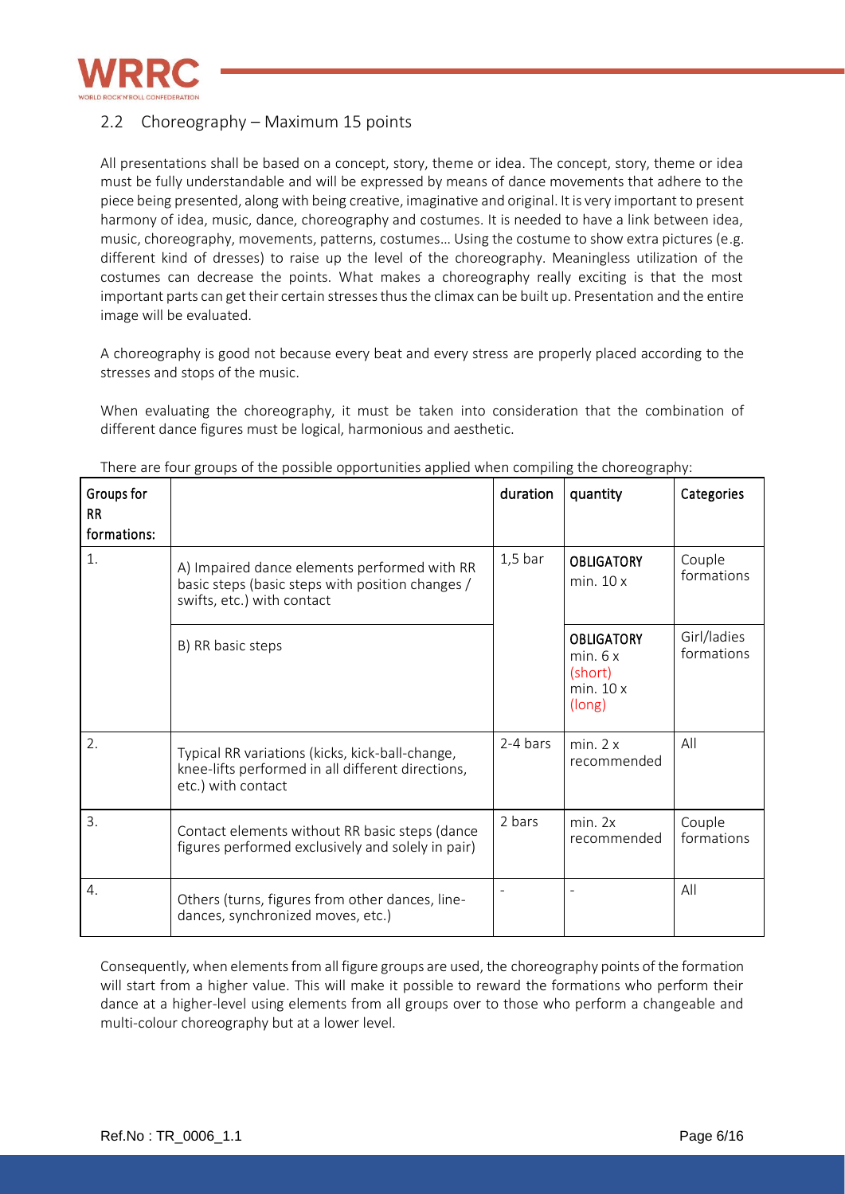## 2.2 Choreography – Maximum 15 points

All presentations shall be based on a concept, story, theme or idea. The concept, story, theme or idea must be fully understandable and will be expressed by means of dance movements that adhere to the piece being presented, along with being creative, imaginative and original. It is very important to present harmony of idea, music, dance, choreography and costumes. It is needed to have a link between idea, music, choreography, movements, patterns, costumes… Using the costume to show extra pictures (e.g. different kind of dresses) to raise up the level of the choreography. Meaningless utilization of the costumes can decrease the points. What makes a choreography really exciting is that the most important parts can get their certain stresses thus the climax can be built up. Presentation and the entire image will be evaluated.

A choreography is good not because every beat and every stress are properly placed according to the stresses and stops of the music.

When evaluating the choreography, it must be taken into consideration that the combination of different dance figures must be logical, harmonious and aesthetic.

There are four groups of the possible opportunities applied when compiling the choreography:

| Groups for RR formations: | | duration | quantity | Categories |
|---|---|---|---|---|
| 1. | A) Impaired dance elements performed with RR basic steps (basic steps with position changes / swifts, etc.) with contact | 1,5 bar | **OBLIGATORY** min. 10 x | Couple formations |
| | B) RR basic steps | | **OBLIGATORY** min. 6 x (short) min. 10 x (long) | Girl/ladies formations |
| 2. | Typical RR variations (kicks, kick-ball-change, knee-lifts performed in all different directions, etc.) with contact | 2-4 bars | min. 2 x recommended | All |
| 3. | Contact elements without RR basic steps (dance figures performed exclusively and solely in pair) | 2 bars | min. 2x recommended | Couple formations |
| 4. | Others (turns, figures from other dances, line-dances, synchronized moves, etc.) | - | - | All |

Consequently, when elements from all figure groups are used, the choreography points of the formation will start from a higher value. This will make it possible to reward the formations who perform their dance at a higher-level using elements from all groups over to those who perform a changeable and multi-colour choreography but at a lower level.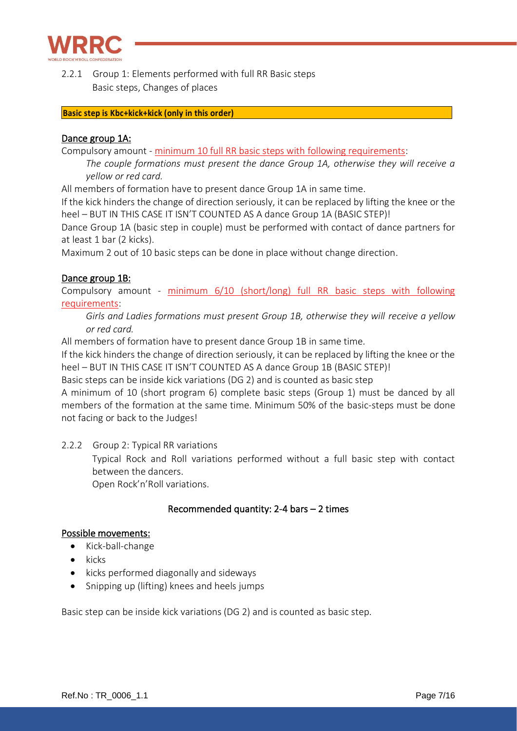### 2.2.1 Group 1: Elements performed with full RR Basic steps

Basic steps, Changes of places

**Basic step is Kbc+kick+kick (only in this order)**

#### Dance group 1A:

Compulsory amount - minimum 10 full RR basic steps with following requirements:

*The couple formations must present the dance Group 1A, otherwise they will receive a yellow or red card.*

All members of formation have to present dance Group 1A in same time.

If the kick hinders the change of direction seriously, it can be replaced by lifting the knee or the heel – BUT IN THIS CASE IT ISN'T COUNTED AS A dance Group 1A (BASIC STEP)!

Dance Group 1A (basic step in couple) must be performed with contact of dance partners for at least 1 bar (2 kicks).

Maximum 2 out of 10 basic steps can be done in place without change direction.

#### Dance group 1B:

Compulsory amount - minimum 6/10 (short/long) full RR basic steps with following requirements:

*Girls and Ladies formations must present Group 1B, otherwise they will receive a yellow or red card.*

All members of formation have to present dance Group 1B in same time.

If the kick hinders the change of direction seriously, it can be replaced by lifting the knee or the heel – BUT IN THIS CASE IT ISN'T COUNTED AS A dance Group 1B (BASIC STEP)!

Basic steps can be inside kick variations (DG 2) and is counted as basic step

A minimum of 10 (short program 6) complete basic steps (Group 1) must be danced by all members of the formation at the same time. Minimum 50% of the basic-steps must be done not facing or back to the Judges!

### 2.2.2 Group 2: Typical RR variations

Typical Rock and Roll variations performed without a full basic step with contact between the dancers.

Open Rock'n'Roll variations.

**Recommended quantity: 2-4 bars – 2 times**

#### Possible movements:

- Kick-ball-change
- kicks
- kicks performed diagonally and sideways
- Snipping up (lifting) knees and heels jumps

Basic step can be inside kick variations (DG 2) and is counted as basic step.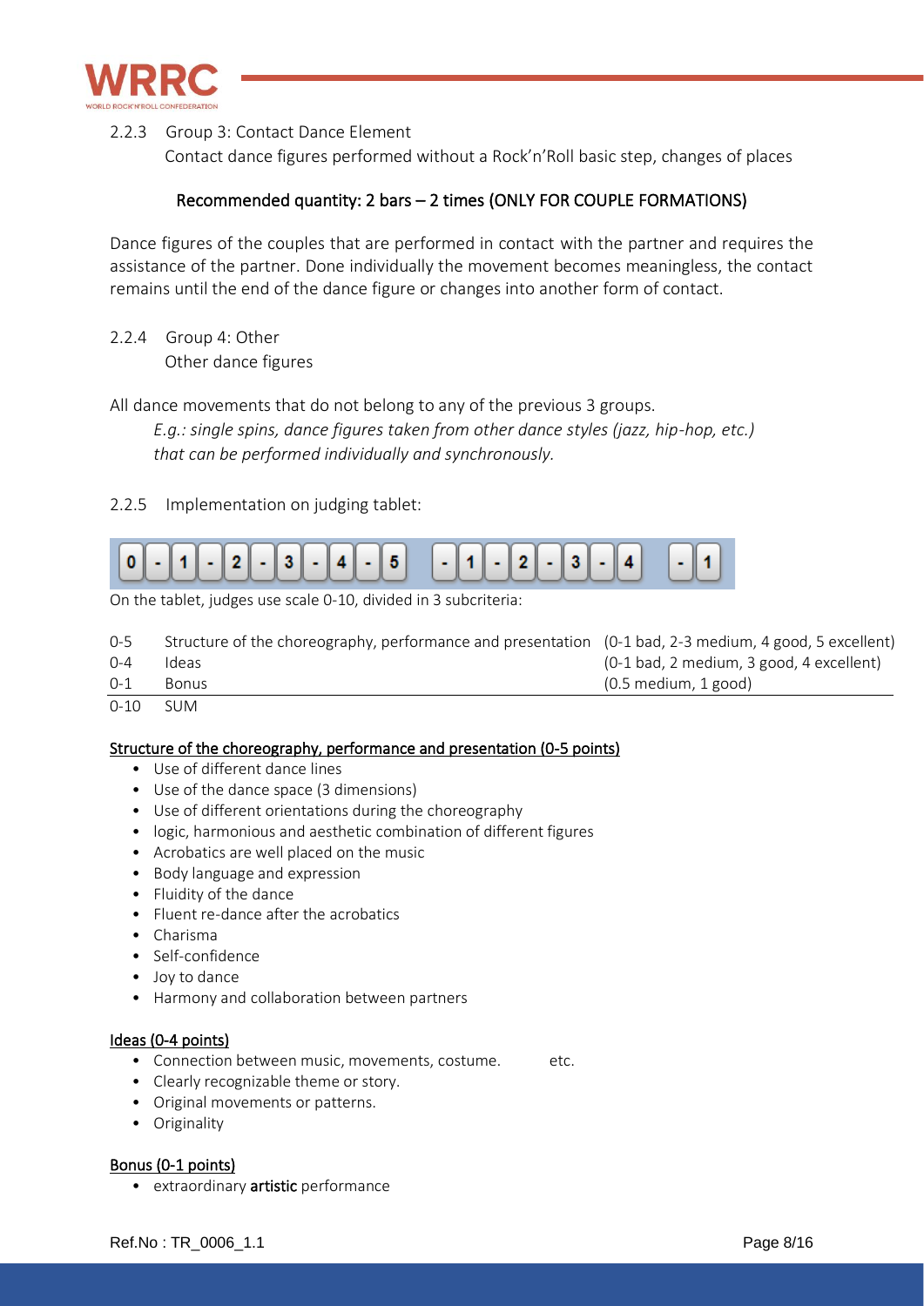#### 2.2.3 Group 3: Contact Dance Element

Contact dance figures performed without a Rock'n'Roll basic step, changes of places

**Recommended quantity: 2 bars – 2 times (ONLY FOR COUPLE FORMATIONS)**

Dance figures of the couples that are performed in contact with the partner and requires the assistance of the partner. Done individually the movement becomes meaningless, the contact remains until the end of the dance figure or changes into another form of contact.

#### 2.2.4 Group 4: Other

Other dance figures

All dance movements that do not belong to any of the previous 3 groups.

*E.g.: single spins, dance figures taken from other dance styles (jazz, hip-hop, etc.) that can be performed individually and synchronously.*

#### 2.2.5 Implementation on judging tablet:

0 - 1 - 2 - 3 - 4 - 5 &nbsp;&nbsp; - 1 - 2 - 3 - 4 &nbsp;&nbsp; - 1

On the tablet, judges use scale 0-10, divided in 3 subcriteria:

| | | |
|---|---|---|
| 0-5 | Structure of the choreography, performance and presentation | (0-1 bad, 2-3 medium, 4 good, 5 excellent) |
| 0-4 | Ideas | (0-1 bad, 2 medium, 3 good, 4 excellent) |
| 0-1 | Bonus | (0.5 medium, 1 good) |
| 0-10 | SUM | |

<u>Structure of the choreography, performance and presentation (0-5 points)</u>

- Use of different dance lines
- Use of the dance space (3 dimensions)
- Use of different orientations during the choreography
- logic, harmonious and aesthetic combination of different figures
- Acrobatics are well placed on the music
- Body language and expression
- Fluidity of the dance
- Fluent re-dance after the acrobatics
- Charisma
- Self-confidence
- Joy to dance
- Harmony and collaboration between partners

<u>Ideas (0-4 points)</u>

- Connection between music, movements, costume. etc.
- Clearly recognizable theme or story.
- Original movements or patterns.
- Originality

<u>Bonus (0-1 points)</u>

- extraordinary **artistic** performance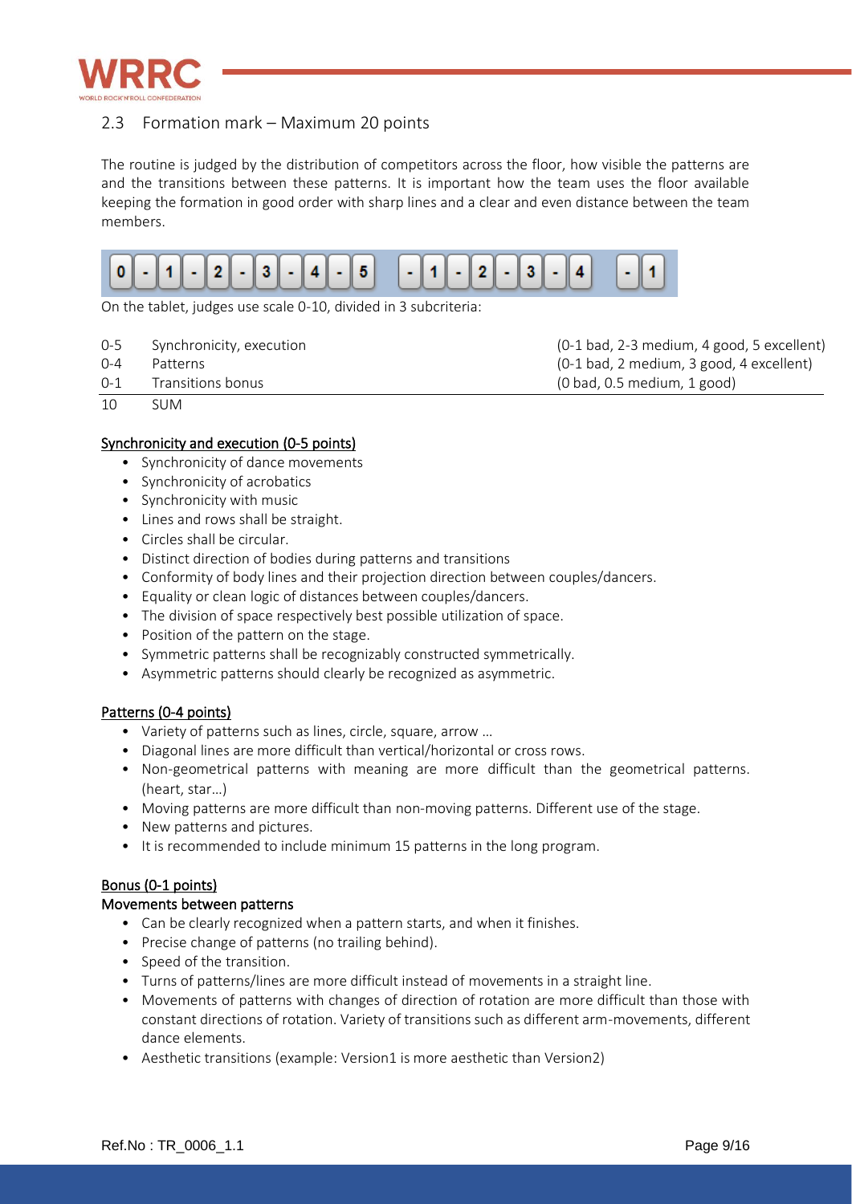## 2.3 Formation mark – Maximum 20 points

The routine is judged by the distribution of competitors across the floor, how visible the patterns are and the transitions between these patterns. It is important how the team uses the floor available keeping the formation in good order with sharp lines and a clear and even distance between the team members.

0 - 1 - 2 - 3 - 4 - 5   - 1 - 2 - 3 - 4   - 1

On the tablet, judges use scale 0-10, divided in 3 subcriteria:

| | | |
|---|---|---|
| 0-5 | Synchronicity, execution | (0-1 bad, 2-3 medium, 4 good, 5 excellent) |
| 0-4 | Patterns | (0-1 bad, 2 medium, 3 good, 4 excellent) |
| 0-1 | Transitions bonus | (0 bad, 0.5 medium, 1 good) |
| 10 | SUM | |

**Synchronicity and execution (0-5 points)**

- Synchronicity of dance movements
- Synchronicity of acrobatics
- Synchronicity with music
- Lines and rows shall be straight.
- Circles shall be circular.
- Distinct direction of bodies during patterns and transitions
- Conformity of body lines and their projection direction between couples/dancers.
- Equality or clean logic of distances between couples/dancers.
- The division of space respectively best possible utilization of space.
- Position of the pattern on the stage.
- Symmetric patterns shall be recognizably constructed symmetrically.
- Asymmetric patterns should clearly be recognized as asymmetric.

**Patterns (0-4 points)**

- Variety of patterns such as lines, circle, square, arrow …
- Diagonal lines are more difficult than vertical/horizontal or cross rows.
- Non-geometrical patterns with meaning are more difficult than the geometrical patterns. (heart, star…)
- Moving patterns are more difficult than non-moving patterns. Different use of the stage.
- New patterns and pictures.
- It is recommended to include minimum 15 patterns in the long program.

**Bonus (0-1 points)**

**Movements between patterns**

- Can be clearly recognized when a pattern starts, and when it finishes.
- Precise change of patterns (no trailing behind).
- Speed of the transition.
- Turns of patterns/lines are more difficult instead of movements in a straight line.
- Movements of patterns with changes of direction of rotation are more difficult than those with constant directions of rotation. Variety of transitions such as different arm-movements, different dance elements.
- Aesthetic transitions (example: Version1 is more aesthetic than Version2)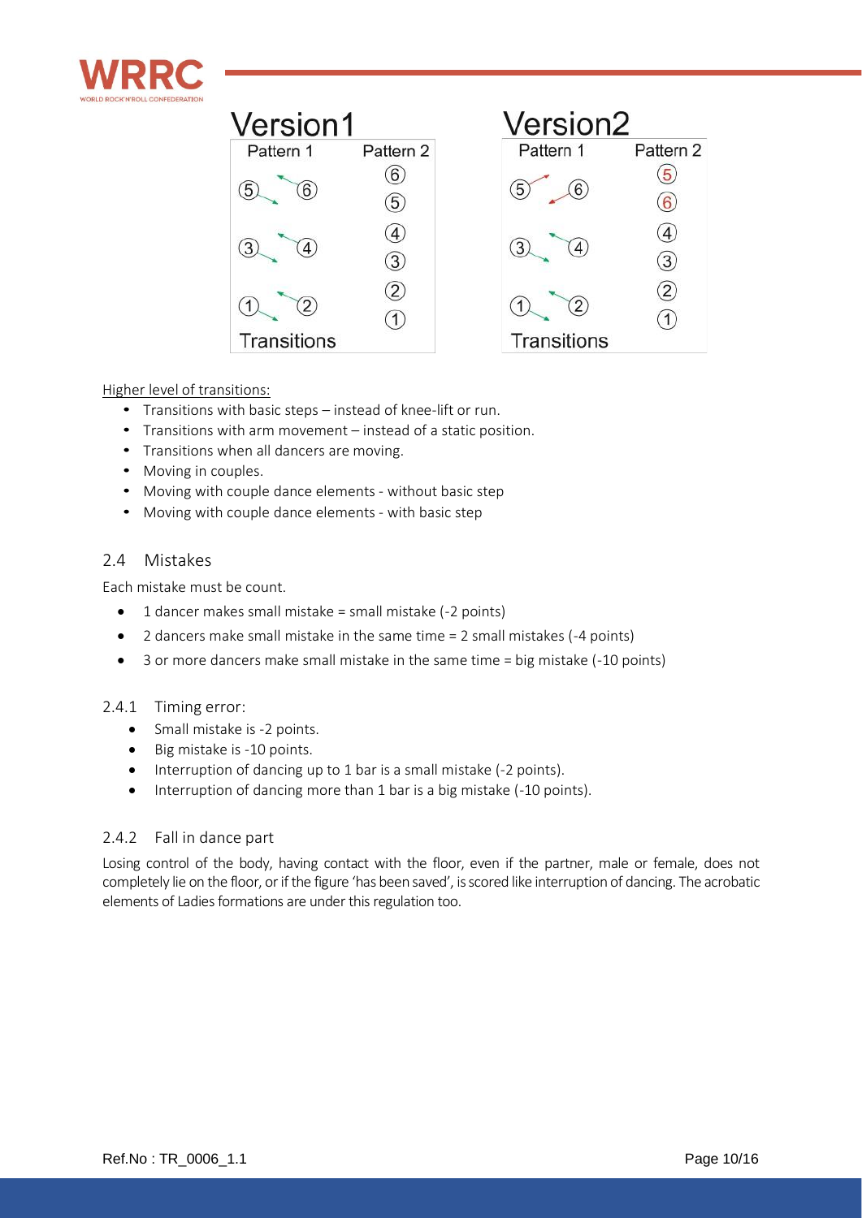Version1

| Pattern 1 | Pattern 2 |
| --- | --- |
| 5 6 | 6 |
| | 5 |
| 3 4 | 4 |
| | 3 |
| 1 2 | 2 |
| | 1 |

Transitions

Version2

| Pattern 1 | Pattern 2 |
| --- | --- |
| 5 6 | 5 |
| | 6 |
| 3 4 | 4 |
| | 3 |
| 1 2 | 2 |
| | 1 |

Transitions

Higher level of transitions:

- Transitions with basic steps – instead of knee-lift or run.
- Transitions with arm movement – instead of a static position.
- Transitions when all dancers are moving.
- Moving in couples.
- Moving with couple dance elements - without basic step
- Moving with couple dance elements - with basic step

## 2.4 Mistakes

Each mistake must be count.

- 1 dancer makes small mistake = small mistake (-2 points)
- 2 dancers make small mistake in the same time = 2 small mistakes (-4 points)
- 3 or more dancers make small mistake in the same time = big mistake (-10 points)

### 2.4.1 Timing error:

- Small mistake is -2 points.
- Big mistake is -10 points.
- Interruption of dancing up to 1 bar is a small mistake (-2 points).
- Interruption of dancing more than 1 bar is a big mistake (-10 points).

### 2.4.2 Fall in dance part

Losing control of the body, having contact with the floor, even if the partner, male or female, does not completely lie on the floor, or if the figure 'has been saved', is scored like interruption of dancing. The acrobatic elements of Ladies formations are under this regulation too.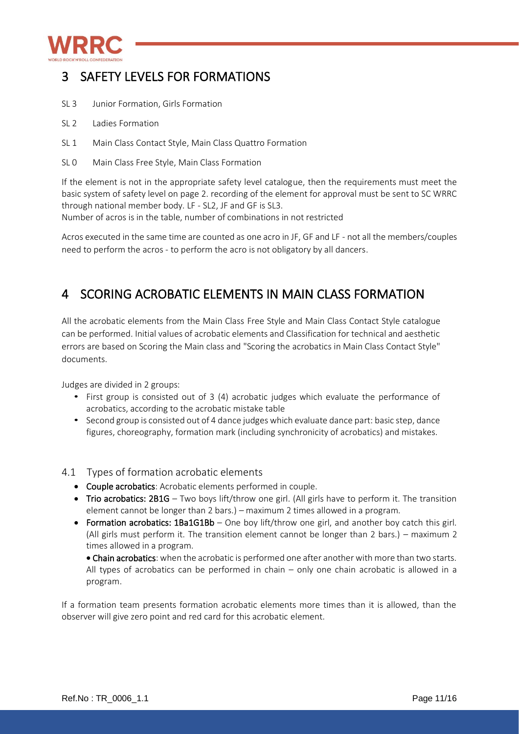# 3 SAFETY LEVELS FOR FORMATIONS

SL 3 Junior Formation, Girls Formation

SL 2 Ladies Formation

SL 1 Main Class Contact Style, Main Class Quattro Formation

SL 0 Main Class Free Style, Main Class Formation

If the element is not in the appropriate safety level catalogue, then the requirements must meet the basic system of safety level on page 2. recording of the element for approval must be sent to SC WRRC through national member body. LF - SL2, JF and GF is SL3.
Number of acros is in the table, number of combinations in not restricted

Acros executed in the same time are counted as one acro in JF, GF and LF - not all the members/couples need to perform the acros - to perform the acro is not obligatory by all dancers.

# 4 SCORING ACROBATIC ELEMENTS IN MAIN CLASS FORMATION

All the acrobatic elements from the Main Class Free Style and Main Class Contact Style catalogue can be performed. Initial values of acrobatic elements and Classification for technical and aesthetic errors are based on Scoring the Main class and "Scoring the acrobatics in Main Class Contact Style" documents.

Judges are divided in 2 groups:

- First group is consisted out of 3 (4) acrobatic judges which evaluate the performance of acrobatics, according to the acrobatic mistake table
- Second group is consisted out of 4 dance judges which evaluate dance part: basic step, dance figures, choreography, formation mark (including synchronicity of acrobatics) and mistakes.

## 4.1 Types of formation acrobatic elements

- **Couple acrobatics**: Acrobatic elements performed in couple.
- **Trio acrobatics: 2B1G** – Two boys lift/throw one girl. (All girls have to perform it. The transition element cannot be longer than 2 bars.) – maximum 2 times allowed in a program.
- **Formation acrobatics: 1Ba1G1Bb** – One boy lift/throw one girl, and another boy catch this girl. (All girls must perform it. The transition element cannot be longer than 2 bars.) – maximum 2 times allowed in a program.
- **Chain acrobatics**: when the acrobatic is performed one after another with more than two starts. All types of acrobatics can be performed in chain – only one chain acrobatic is allowed in a program.

If a formation team presents formation acrobatic elements more times than it is allowed, than the observer will give zero point and red card for this acrobatic element.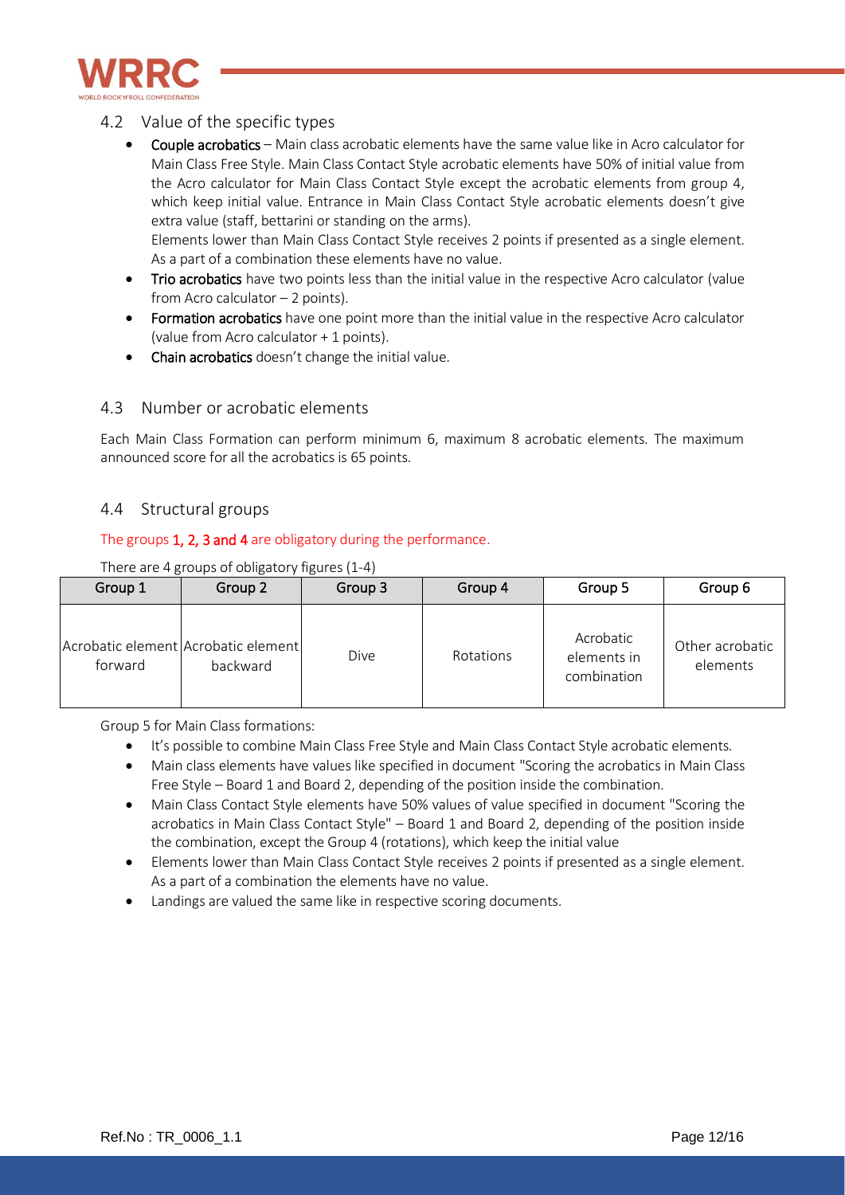## 4.2 Value of the specific types

- **Couple acrobatics** – Main class acrobatic elements have the same value like in Acro calculator for Main Class Free Style. Main Class Contact Style acrobatic elements have 50% of initial value from the Acro calculator for Main Class Contact Style except the acrobatic elements from group 4, which keep initial value. Entrance in Main Class Contact Style acrobatic elements doesn't give extra value (staff, bettarini or standing on the arms).
  Elements lower than Main Class Contact Style receives 2 points if presented as a single element. As a part of a combination these elements have no value.
- **Trio acrobatics** have two points less than the initial value in the respective Acro calculator (value from Acro calculator – 2 points).
- **Formation acrobatics** have one point more than the initial value in the respective Acro calculator (value from Acro calculator + 1 points).
- **Chain acrobatics** doesn't change the initial value.

## 4.3 Number or acrobatic elements

Each Main Class Formation can perform minimum 6, maximum 8 acrobatic elements. The maximum announced score for all the acrobatics is 65 points.

## 4.4 Structural groups

The groups **1, 2, 3 and 4** are obligatory during the performance.

There are 4 groups of obligatory figures (1-4)

| Group 1 | Group 2 | Group 3 | Group 4 | Group 5 | Group 6 |
|---|---|---|---|---|---|
| Acrobatic element forward | Acrobatic element backward | Dive | Rotations | Acrobatic elements in combination | Other acrobatic elements |

Group 5 for Main Class formations:

- It's possible to combine Main Class Free Style and Main Class Contact Style acrobatic elements.
- Main class elements have values like specified in document "Scoring the acrobatics in Main Class Free Style – Board 1 and Board 2, depending of the position inside the combination.
- Main Class Contact Style elements have 50% values of value specified in document "Scoring the acrobatics in Main Class Contact Style" – Board 1 and Board 2, depending of the position inside the combination, except the Group 4 (rotations), which keep the initial value
- Elements lower than Main Class Contact Style receives 2 points if presented as a single element. As a part of a combination the elements have no value.
- Landings are valued the same like in respective scoring documents.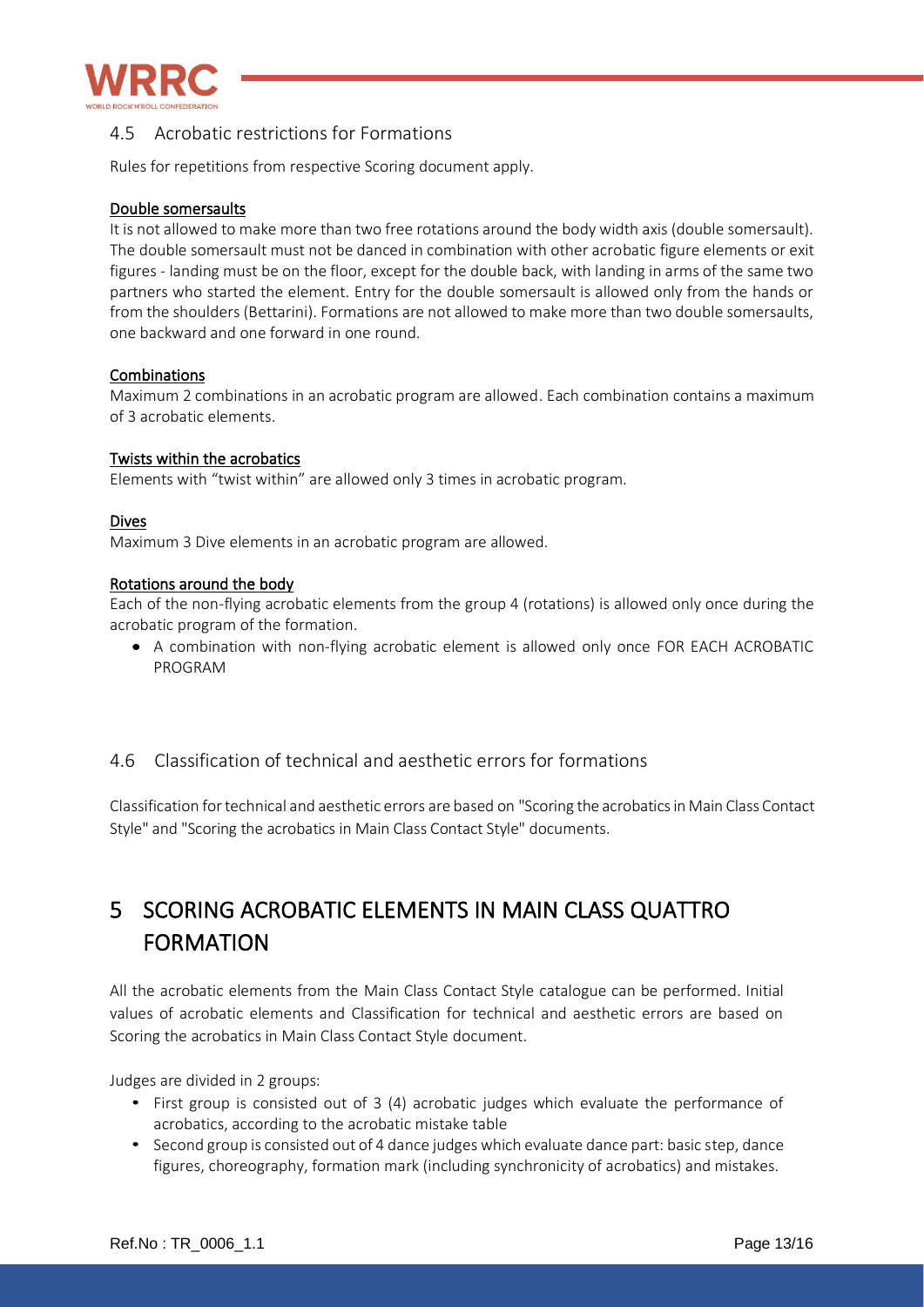## 4.5 Acrobatic restrictions for Formations

Rules for repetitions from respective Scoring document apply.

Double somersaults

It is not allowed to make more than two free rotations around the body width axis (double somersault). The double somersault must not be danced in combination with other acrobatic figure elements or exit figures - landing must be on the floor, except for the double back, with landing in arms of the same two partners who started the element. Entry for the double somersault is allowed only from the hands or from the shoulders (Bettarini). Formations are not allowed to make more than two double somersaults, one backward and one forward in one round.

Combinations

Maximum 2 combinations in an acrobatic program are allowed. Each combination contains a maximum of 3 acrobatic elements.

Twists within the acrobatics

Elements with "twist within" are allowed only 3 times in acrobatic program.

Dives

Maximum 3 Dive elements in an acrobatic program are allowed.

Rotations around the body

Each of the non-flying acrobatic elements from the group 4 (rotations) is allowed only once during the acrobatic program of the formation.

- A combination with non-flying acrobatic element is allowed only once FOR EACH ACROBATIC PROGRAM

## 4.6 Classification of technical and aesthetic errors for formations

Classification for technical and aesthetic errors are based on "Scoring the acrobatics in Main Class Contact Style" and "Scoring the acrobatics in Main Class Contact Style" documents.

# 5 SCORING ACROBATIC ELEMENTS IN MAIN CLASS QUATTRO FORMATION

All the acrobatic elements from the Main Class Contact Style catalogue can be performed. Initial values of acrobatic elements and Classification for technical and aesthetic errors are based on Scoring the acrobatics in Main Class Contact Style document.

Judges are divided in 2 groups:

- First group is consisted out of 3 (4) acrobatic judges which evaluate the performance of acrobatics, according to the acrobatic mistake table
- Second group is consisted out of 4 dance judges which evaluate dance part: basic step, dance figures, choreography, formation mark (including synchronicity of acrobatics) and mistakes.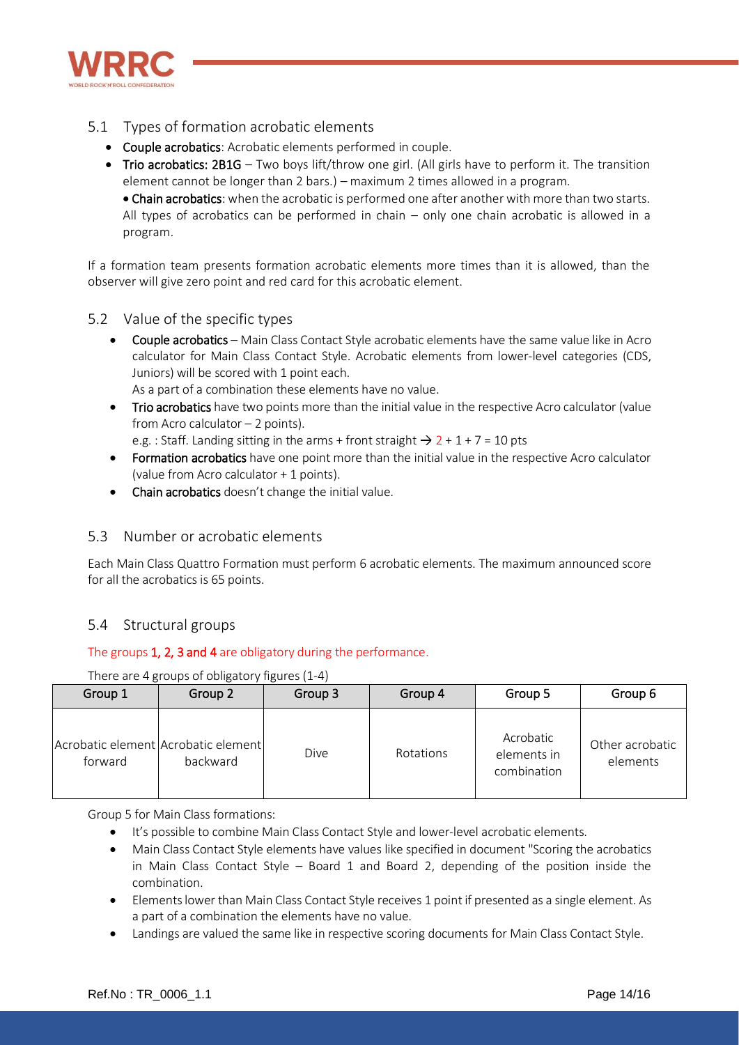## 5.1 Types of formation acrobatic elements

- **Couple acrobatics**: Acrobatic elements performed in couple.
- **Trio acrobatics: 2B1G** – Two boys lift/throw one girl. (All girls have to perform it. The transition element cannot be longer than 2 bars.) – maximum 2 times allowed in a program.
  - **Chain acrobatics**: when the acrobatic is performed one after another with more than two starts. All types of acrobatics can be performed in chain – only one chain acrobatic is allowed in a program.

If a formation team presents formation acrobatic elements more times than it is allowed, than the observer will give zero point and red card for this acrobatic element.

## 5.2 Value of the specific types

- **Couple acrobatics** – Main Class Contact Style acrobatic elements have the same value like in Acro calculator for Main Class Contact Style. Acrobatic elements from lower-level categories (CDS, Juniors) will be scored with 1 point each.
  As a part of a combination these elements have no value.
- **Trio acrobatics** have two points more than the initial value in the respective Acro calculator (value from Acro calculator – 2 points).
  e.g. : Staff. Landing sitting in the arms + front straight → 2 + 1 + 7 = 10 pts
- **Formation acrobatics** have one point more than the initial value in the respective Acro calculator (value from Acro calculator + 1 points).
- **Chain acrobatics** doesn't change the initial value.

## 5.3 Number or acrobatic elements

Each Main Class Quattro Formation must perform 6 acrobatic elements. The maximum announced score for all the acrobatics is 65 points.

## 5.4 Structural groups

The groups **1, 2, 3 and 4** are obligatory during the performance.

There are 4 groups of obligatory figures (1-4)

| Group 1 | Group 2 | Group 3 | Group 4 | Group 5 | Group 6 |
|---|---|---|---|---|---|
| Acrobatic element forward | Acrobatic element backward | Dive | Rotations | Acrobatic elements in combination | Other acrobatic elements |

Group 5 for Main Class formations:

- It's possible to combine Main Class Contact Style and lower-level acrobatic elements.
- Main Class Contact Style elements have values like specified in document "Scoring the acrobatics in Main Class Contact Style – Board 1 and Board 2, depending of the position inside the combination.
- Elements lower than Main Class Contact Style receives 1 point if presented as a single element. As a part of a combination the elements have no value.
- Landings are valued the same like in respective scoring documents for Main Class Contact Style.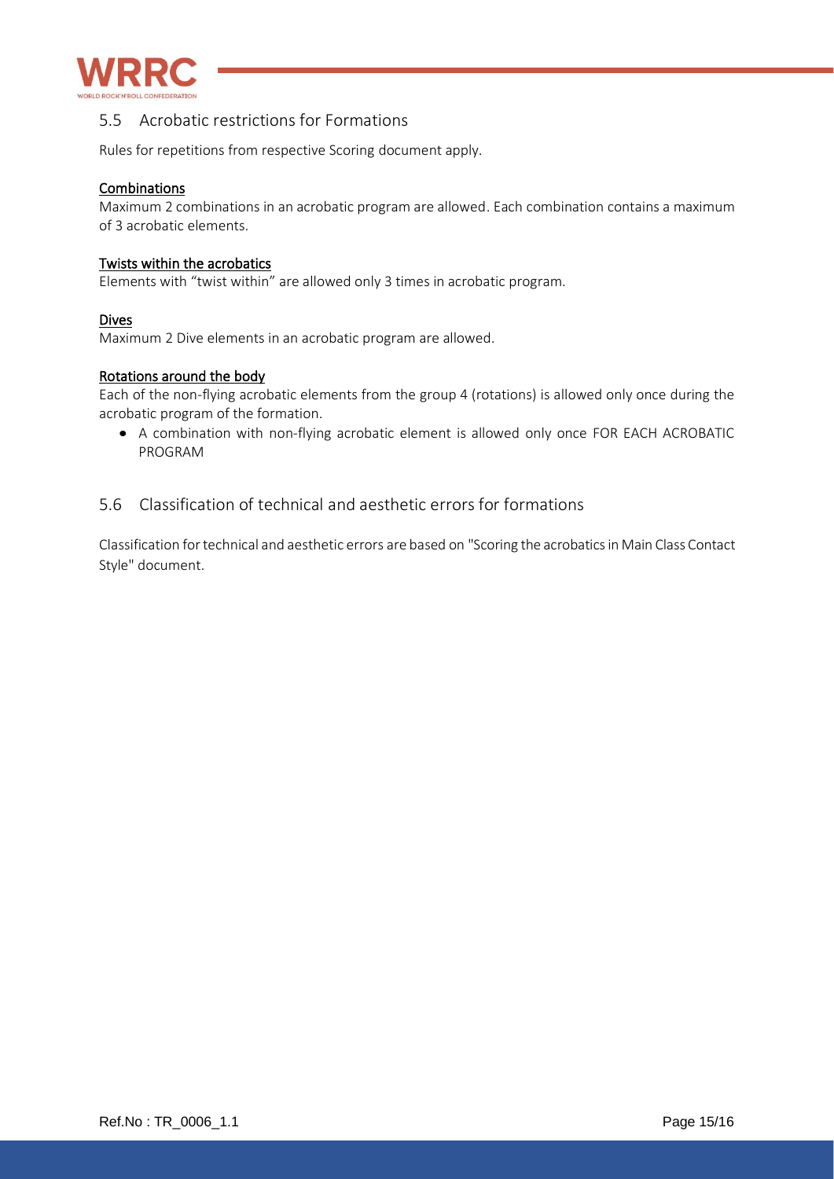## 5.5 Acrobatic restrictions for Formations

Rules for repetitions from respective Scoring document apply.

<u>Combinations</u>
Maximum 2 combinations in an acrobatic program are allowed. Each combination contains a maximum of 3 acrobatic elements.

<u>Twists within the acrobatics</u>
Elements with "twist within" are allowed only 3 times in acrobatic program.

<u>Dives</u>
Maximum 2 Dive elements in an acrobatic program are allowed.

<u>Rotations around the body</u>
Each of the non-flying acrobatic elements from the group 4 (rotations) is allowed only once during the acrobatic program of the formation.

- A combination with non-flying acrobatic element is allowed only once FOR EACH ACROBATIC PROGRAM

## 5.6 Classification of technical and aesthetic errors for formations

Classification for technical and aesthetic errors are based on "Scoring the acrobatics in Main Class Contact Style" document.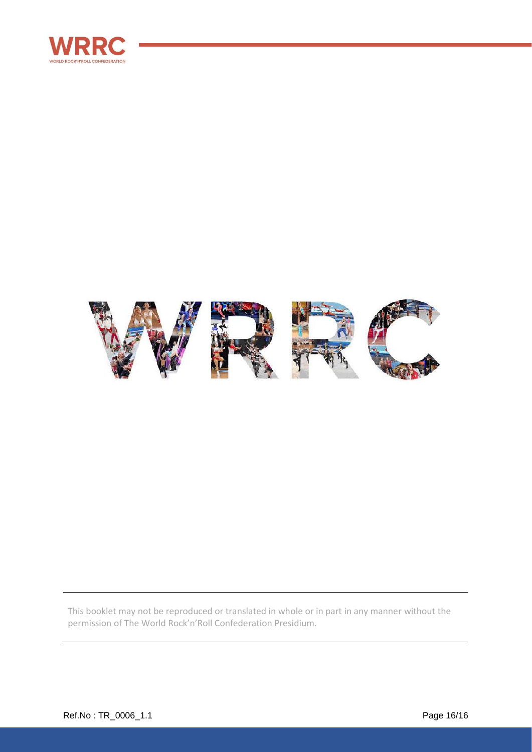This booklet may not be reproduced or translated in whole or in part in any manner without the permission of The World Rock'n'Roll Confederation Presidium.